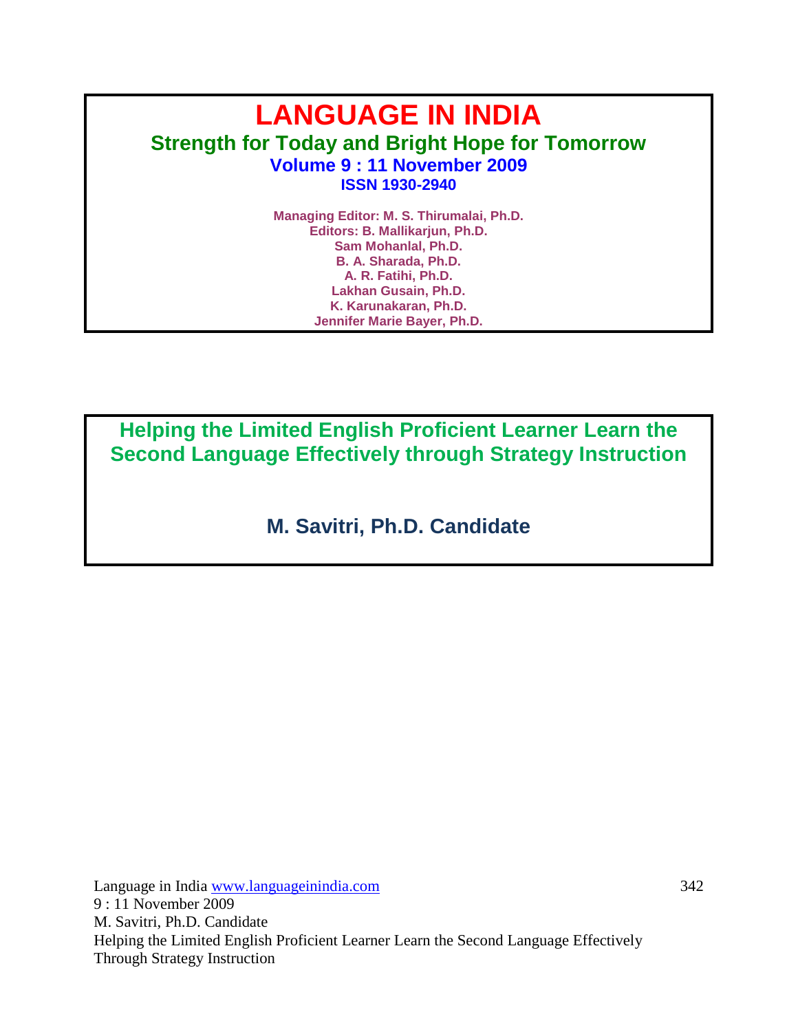# LANGUAGE IN INDIA

## Strength for Today and Bright Hope for Tomorrow

**Volume 9 : 11 November 2009**

**ISSN 1930-2940**

**Managing Editor: M. S. Thirumalai, Ph.D.**
**Editors: B. Mallikarjun, Ph.D.**
**Sam Mohanlal, Ph.D.**
**B. A. Sharada, Ph.D.**
**A. R. Fatihi, Ph.D.**
**Lakhan Gusain, Ph.D.**
**K. Karunakaran, Ph.D.**
**Jennifer Marie Bayer, Ph.D.**

# Helping the Limited English Proficient Learner Learn the Second Language Effectively through Strategy Instruction

**M. Savitri, Ph.D. Candidate**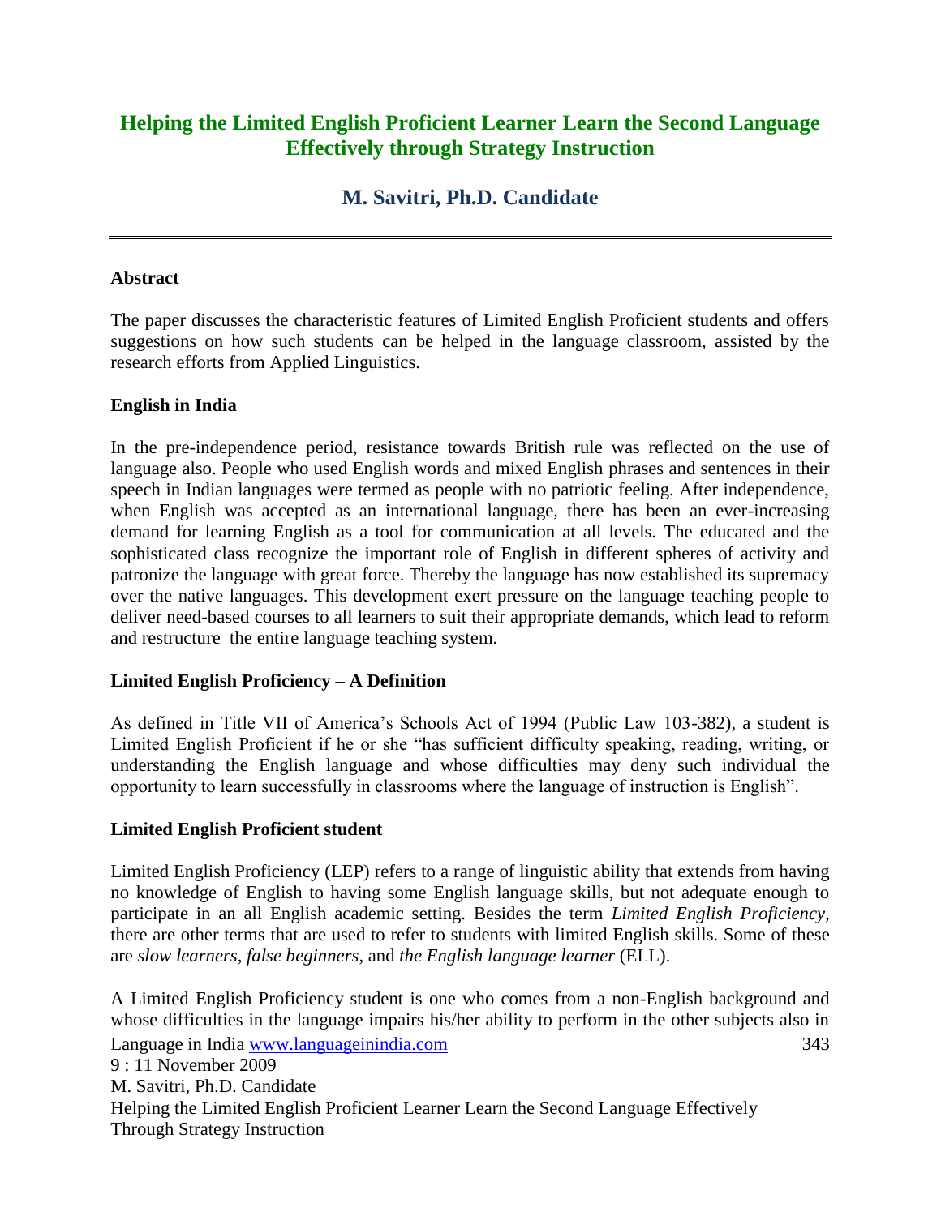# Helping the Limited English Proficient Learner Learn the Second Language Effectively through Strategy Instruction

## M. Savitri, Ph.D. Candidate

---

**Abstract**

The paper discusses the characteristic features of Limited English Proficient students and offers suggestions on how such students can be helped in the language classroom, assisted by the research efforts from Applied Linguistics.

**English in India**

In the pre-independence period, resistance towards British rule was reflected on the use of language also. People who used English words and mixed English phrases and sentences in their speech in Indian languages were termed as people with no patriotic feeling. After independence, when English was accepted as an international language, there has been an ever-increasing demand for learning English as a tool for communication at all levels. The educated and the sophisticated class recognize the important role of English in different spheres of activity and patronize the language with great force. Thereby the language has now established its supremacy over the native languages. This development exert pressure on the language teaching people to deliver need-based courses to all learners to suit their appropriate demands, which lead to reform and restructure the entire language teaching system.

**Limited English Proficiency – A Definition**

As defined in Title VII of America's Schools Act of 1994 (Public Law 103-382), a student is Limited English Proficient if he or she "has sufficient difficulty speaking, reading, writing, or understanding the English language and whose difficulties may deny such individual the opportunity to learn successfully in classrooms where the language of instruction is English".

**Limited English Proficient student**

Limited English Proficiency (LEP) refers to a range of linguistic ability that extends from having no knowledge of English to having some English language skills, but not adequate enough to participate in an all English academic setting. Besides the term *Limited English Proficiency*, there are other terms that are used to refer to students with limited English skills. Some of these are *slow learners*, *false beginners*, and *the English language learner* (ELL).

A Limited English Proficiency student is one who comes from a non-English background and whose difficulties in the language impairs his/her ability to perform in the other subjects also in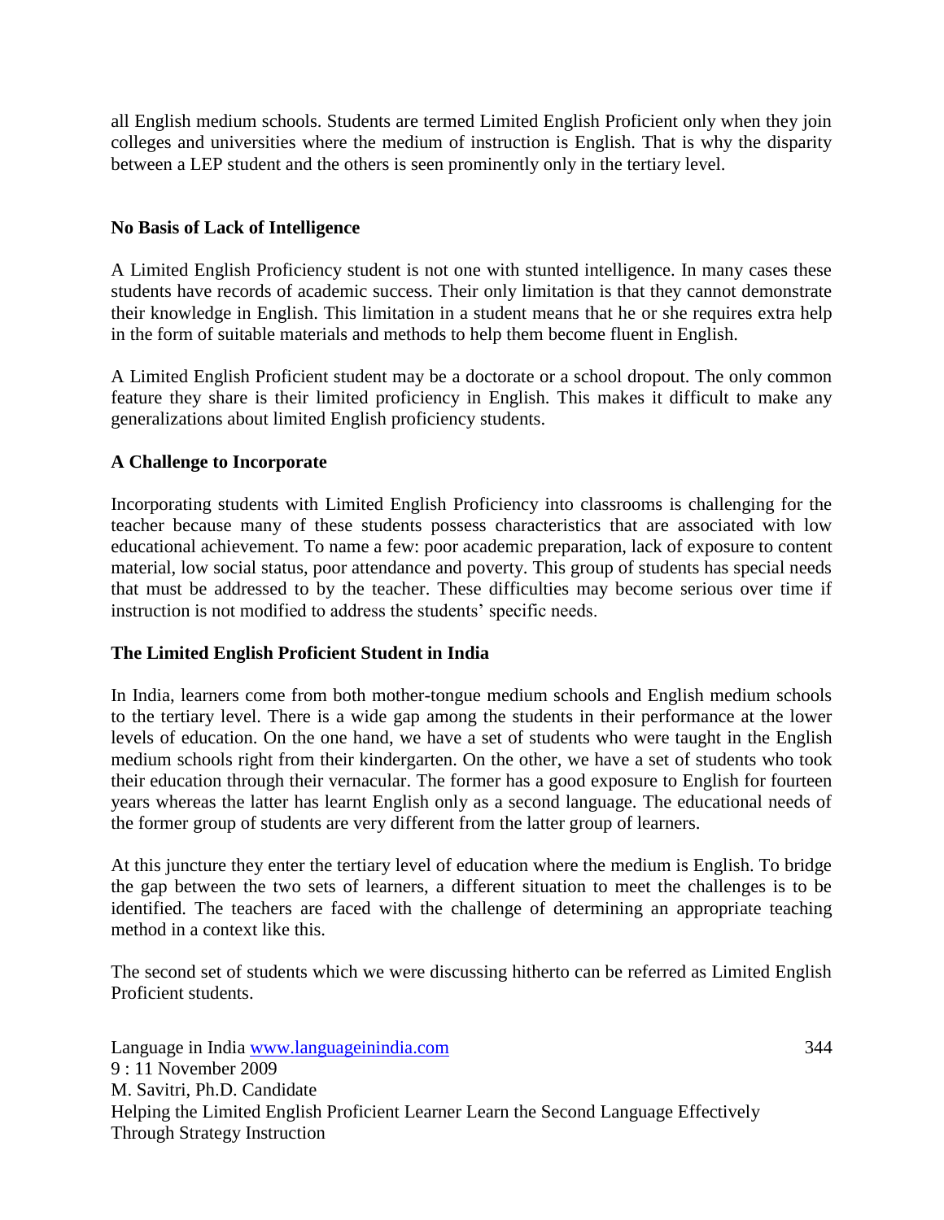all English medium schools. Students are termed Limited English Proficient only when they join colleges and universities where the medium of instruction is English. That is why the disparity between a LEP student and the others is seen prominently only in the tertiary level.

**No Basis of Lack of Intelligence**

A Limited English Proficiency student is not one with stunted intelligence. In many cases these students have records of academic success. Their only limitation is that they cannot demonstrate their knowledge in English. This limitation in a student means that he or she requires extra help in the form of suitable materials and methods to help them become fluent in English.

A Limited English Proficient student may be a doctorate or a school dropout. The only common feature they share is their limited proficiency in English. This makes it difficult to make any generalizations about limited English proficiency students.

**A Challenge to Incorporate**

Incorporating students with Limited English Proficiency into classrooms is challenging for the teacher because many of these students possess characteristics that are associated with low educational achievement. To name a few: poor academic preparation, lack of exposure to content material, low social status, poor attendance and poverty. This group of students has special needs that must be addressed to by the teacher. These difficulties may become serious over time if instruction is not modified to address the students' specific needs.

**The Limited English Proficient Student in India**

In India, learners come from both mother-tongue medium schools and English medium schools to the tertiary level. There is a wide gap among the students in their performance at the lower levels of education. On the one hand, we have a set of students who were taught in the English medium schools right from their kindergarten. On the other, we have a set of students who took their education through their vernacular. The former has a good exposure to English for fourteen years whereas the latter has learnt English only as a second language. The educational needs of the former group of students are very different from the latter group of learners.

At this juncture they enter the tertiary level of education where the medium is English. To bridge the gap between the two sets of learners, a different situation to meet the challenges is to be identified. The teachers are faced with the challenge of determining an appropriate teaching method in a context like this.

The second set of students which we were discussing hitherto can be referred as Limited English Proficient students.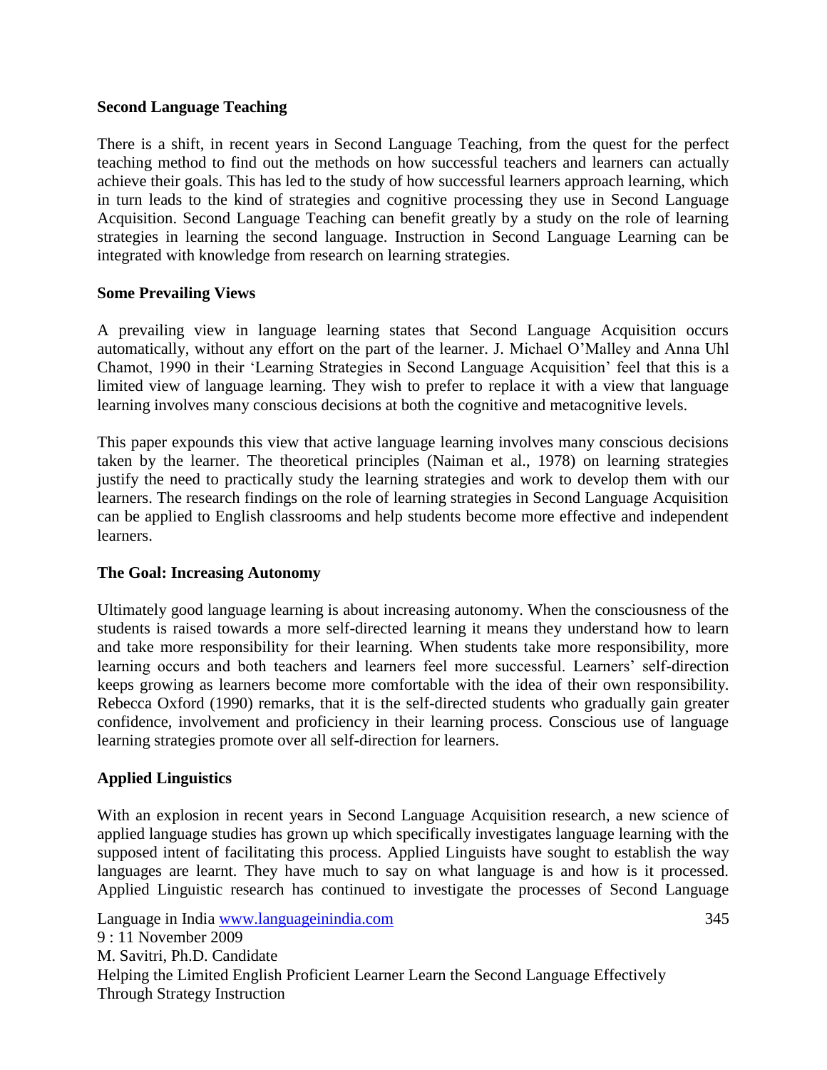## Second Language Teaching

There is a shift, in recent years in Second Language Teaching, from the quest for the perfect teaching method to find out the methods on how successful teachers and learners can actually achieve their goals. This has led to the study of how successful learners approach learning, which in turn leads to the kind of strategies and cognitive processing they use in Second Language Acquisition. Second Language Teaching can benefit greatly by a study on the role of learning strategies in learning the second language. Instruction in Second Language Learning can be integrated with knowledge from research on learning strategies.

## Some Prevailing Views

A prevailing view in language learning states that Second Language Acquisition occurs automatically, without any effort on the part of the learner. J. Michael O'Malley and Anna Uhl Chamot, 1990 in their 'Learning Strategies in Second Language Acquisition' feel that this is a limited view of language learning. They wish to prefer to replace it with a view that language learning involves many conscious decisions at both the cognitive and metacognitive levels.

This paper expounds this view that active language learning involves many conscious decisions taken by the learner. The theoretical principles (Naiman et al., 1978) on learning strategies justify the need to practically study the learning strategies and work to develop them with our learners. The research findings on the role of learning strategies in Second Language Acquisition can be applied to English classrooms and help students become more effective and independent learners.

## The Goal: Increasing Autonomy

Ultimately good language learning is about increasing autonomy. When the consciousness of the students is raised towards a more self-directed learning it means they understand how to learn and take more responsibility for their learning. When students take more responsibility, more learning occurs and both teachers and learners feel more successful. Learners' self-direction keeps growing as learners become more comfortable with the idea of their own responsibility. Rebecca Oxford (1990) remarks, that it is the self-directed students who gradually gain greater confidence, involvement and proficiency in their learning process. Conscious use of language learning strategies promote over all self-direction for learners.

## Applied Linguistics

With an explosion in recent years in Second Language Acquisition research, a new science of applied language studies has grown up which specifically investigates language learning with the supposed intent of facilitating this process. Applied Linguists have sought to establish the way languages are learnt. They have much to say on what language is and how is it processed. Applied Linguistic research has continued to investigate the processes of Second Language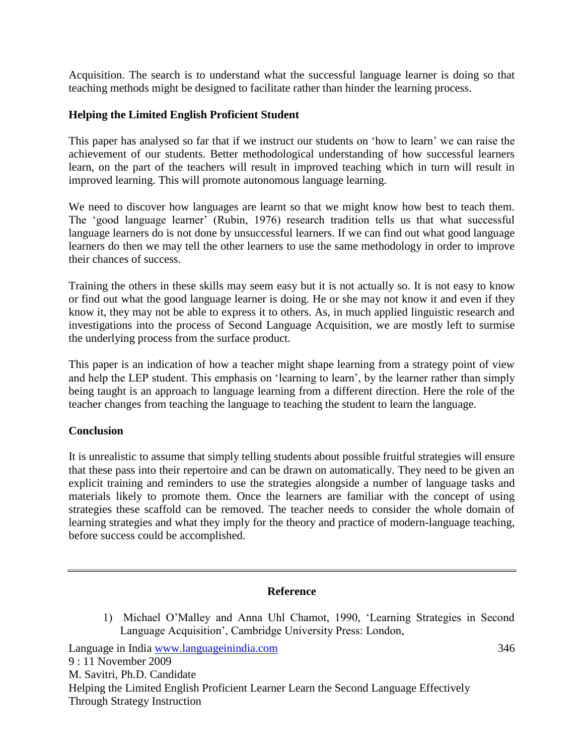Acquisition. The search is to understand what the successful language learner is doing so that teaching methods might be designed to facilitate rather than hinder the learning process.

## Helping the Limited English Proficient Student

This paper has analysed so far that if we instruct our students on 'how to learn' we can raise the achievement of our students. Better methodological understanding of how successful learners learn, on the part of the teachers will result in improved teaching which in turn will result in improved learning. This will promote autonomous language learning.

We need to discover how languages are learnt so that we might know how best to teach them. The 'good language learner' (Rubin, 1976) research tradition tells us that what successful language learners do is not done by unsuccessful learners. If we can find out what good language learners do then we may tell the other learners to use the same methodology in order to improve their chances of success.

Training the others in these skills may seem easy but it is not actually so. It is not easy to know or find out what the good language learner is doing. He or she may not know it and even if they know it, they may not be able to express it to others. As, in much applied linguistic research and investigations into the process of Second Language Acquisition, we are mostly left to surmise the underlying process from the surface product.

This paper is an indication of how a teacher might shape learning from a strategy point of view and help the LEP student. This emphasis on 'learning to learn', by the learner rather than simply being taught is an approach to language learning from a different direction. Here the role of the teacher changes from teaching the language to teaching the student to learn the language.

## Conclusion

It is unrealistic to assume that simply telling students about possible fruitful strategies will ensure that these pass into their repertoire and can be drawn on automatically. They need to be given an explicit training and reminders to use the strategies alongside a number of language tasks and materials likely to promote them. Once the learners are familiar with the concept of using strategies these scaffold can be removed. The teacher needs to consider the whole domain of learning strategies and what they imply for the theory and practice of modern-language teaching, before success could be accomplished.

---

## Reference

1) Michael O'Malley and Anna Uhl Chamot, 1990, 'Learning Strategies in Second Language Acquisition', Cambridge University Press: London,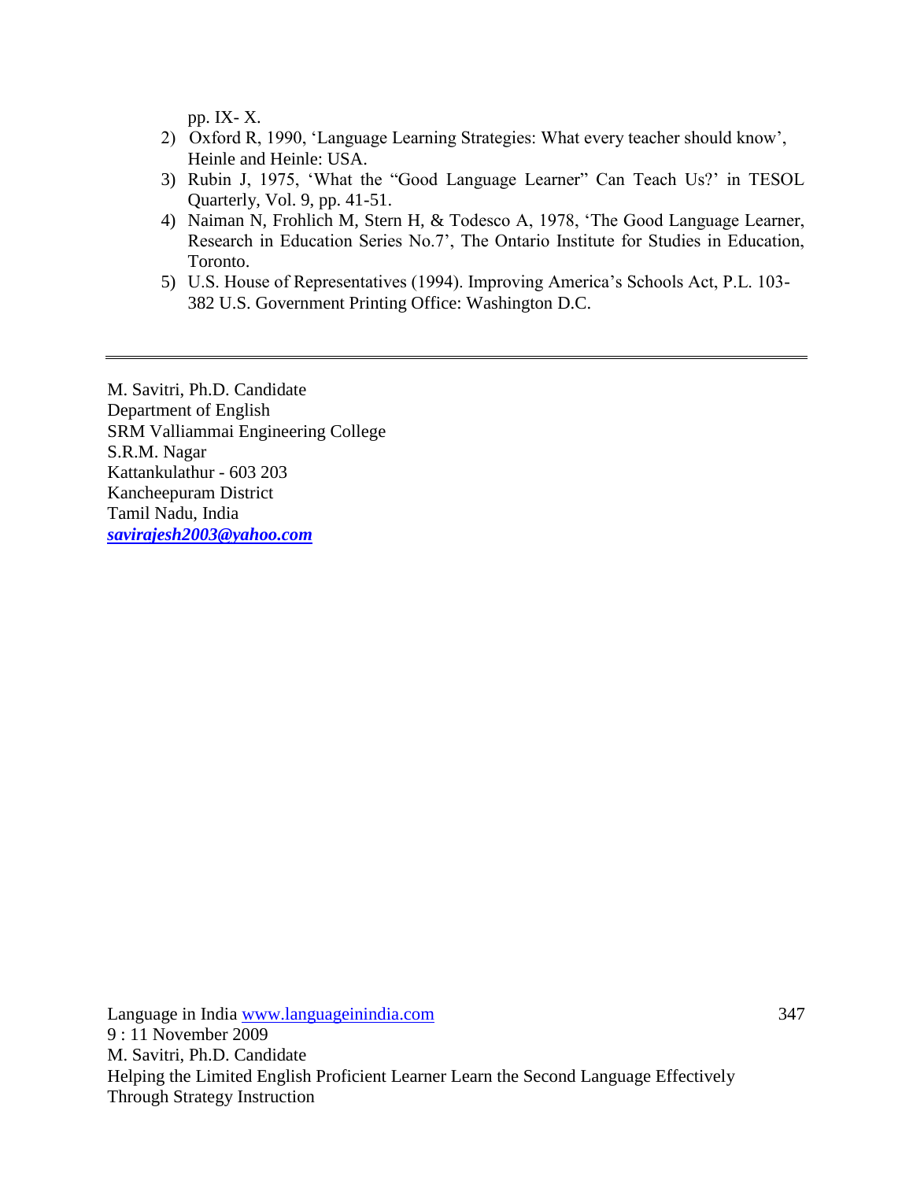pp. IX- X.

2) Oxford R, 1990, 'Language Learning Strategies: What every teacher should know', Heinle and Heinle: USA.
3) Rubin J, 1975, 'What the "Good Language Learner" Can Teach Us?' in TESOL Quarterly, Vol. 9, pp. 41-51.
4) Naiman N, Frohlich M, Stern H, & Todesco A, 1978, 'The Good Language Learner, Research in Education Series No.7', The Ontario Institute for Studies in Education, Toronto.
5) U.S. House of Representatives (1994). Improving America's Schools Act, P.L. 103-382 U.S. Government Printing Office: Washington D.C.

---

M. Savitri, Ph.D. Candidate
Department of English
SRM Valliammai Engineering College
S.R.M. Nagar
Kattankulathur - 603 203
Kancheepuram District
Tamil Nadu, India
***savirajesh2003@yahoo.com***